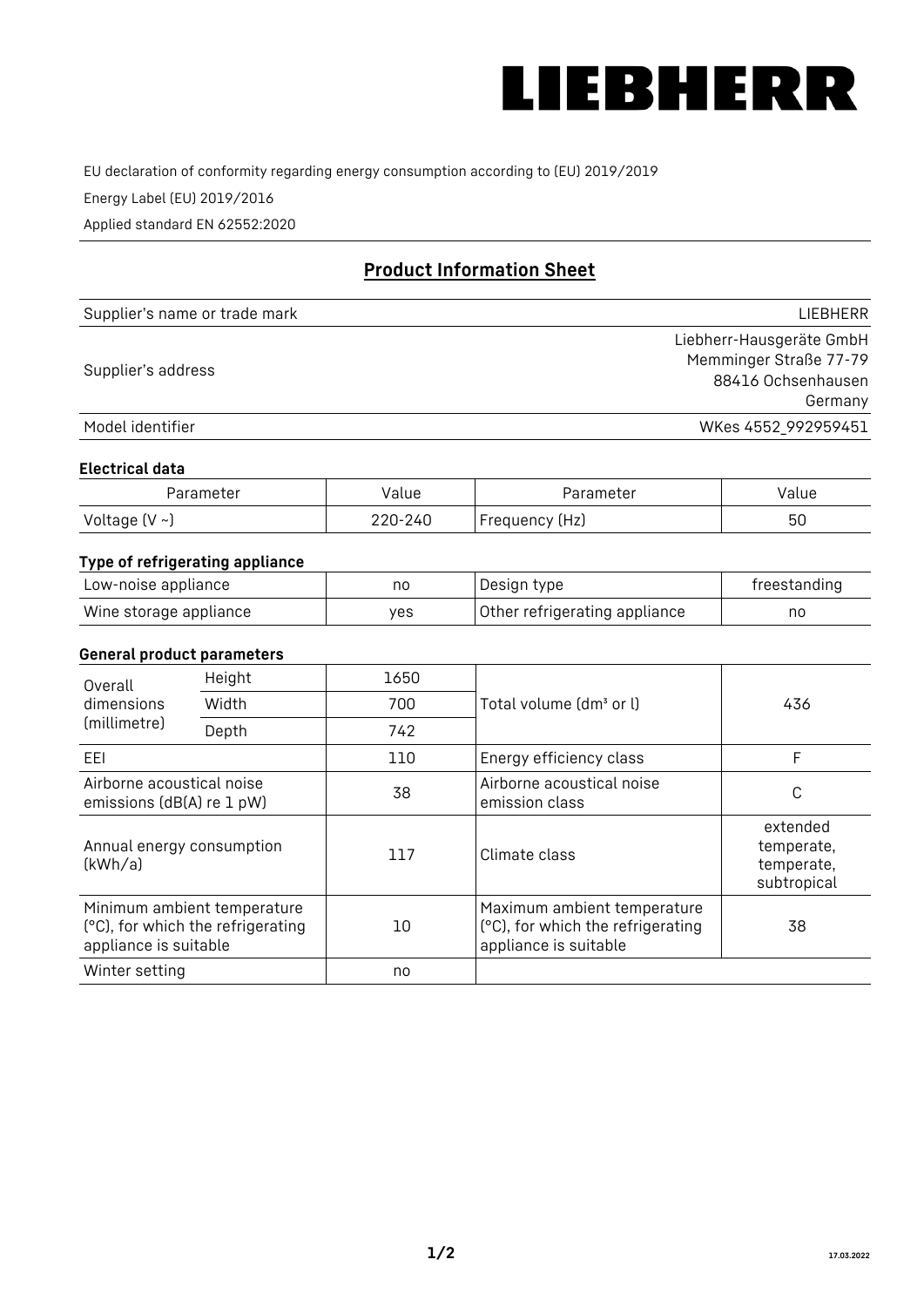# LIEBHERR

EU declaration of conformity regarding energy consumption according to (EU) 2019/2019

Energy Label (EU) 2019/2016

Applied standard EN 62552:2020

## Product Information Sheet

| Supplier's name or trade mark | LIEBHERR |
|---|---|
| Supplier's address | Liebherr-Hausgeräte GmbH<br>Memminger Straße 77-79<br>88416 Ochsenhausen<br>Germany |
| Model identifier | WKes 4552_992959451 |

### Electrical data

| Parameter | Value | Parameter | Value |
|---|---|---|---|
| Voltage (V ~) | 220-240 | Frequency (Hz) | 50 |

### Type of refrigerating appliance

| Low-noise appliance | no | Design type | freestanding |
|---|---|---|---|
| Wine storage appliance | yes | Other refrigerating appliance | no |

### General product parameters

| Overall dimensions (millimetre) | Height | 1650 | Total volume (dm³ or l) | 436 |
|---|---|---|---|---|
| | Width | 700 | | |
| | Depth | 742 | | |
| EEI | | 110 | Energy efficiency class | F |
| Airborne acoustical noise emissions (dB(A) re 1 pW) | | 38 | Airborne acoustical noise emission class | C |
| Annual energy consumption (kWh/a) | | 117 | Climate class | extended temperate, temperate, subtropical |
| Minimum ambient temperature (°C), for which the refrigerating appliance is suitable | | 10 | Maximum ambient temperature (°C), for which the refrigerating appliance is suitable | 38 |
| Winter setting | | no | | |

17.03.2022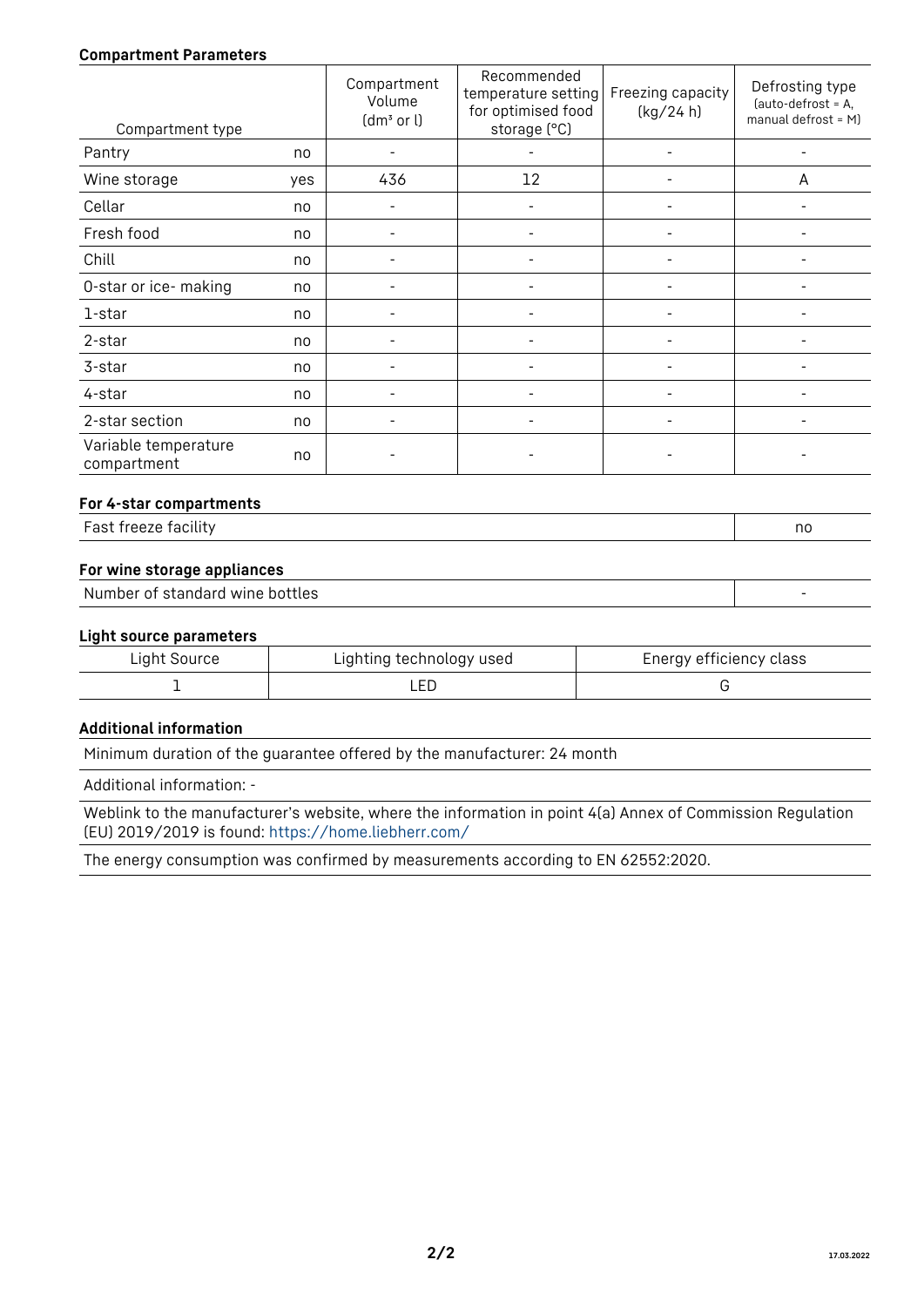**Compartment Parameters**

| Compartment type | | Compartment Volume (dm³ or l) | Recommended temperature setting for optimised food storage (°C) | Freezing capacity (kg/24 h) | Defrosting type (auto-defrost = A, manual defrost = M) |
|---|---|---|---|---|---|
| Pantry | no | - | - | - | - |
| Wine storage | yes | 436 | 12 | - | A |
| Cellar | no | - | - | - | - |
| Fresh food | no | - | - | - | - |
| Chill | no | - | - | - | - |
| 0-star or ice- making | no | - | - | - | - |
| 1-star | no | - | - | - | - |
| 2-star | no | - | - | - | - |
| 3-star | no | - | - | - | - |
| 4-star | no | - | - | - | - |
| 2-star section | no | - | - | - | - |
| Variable temperature compartment | no | - | - | - | - |

**For 4-star compartments**

| | |
|---|---|
| Fast freeze facility | no |

**For wine storage appliances**

| | |
|---|---|
| Number of standard wine bottles | - |

**Light source parameters**

| Light Source | Lighting technology used | Energy efficiency class |
|---|---|---|
| 1 | LED | G |

**Additional information**

Minimum duration of the guarantee offered by the manufacturer: 24 month

Additional information: -

Weblink to the manufacturer's website, where the information in point 4(a) Annex of Commission Regulation (EU) 2019/2019 is found: https://home.liebherr.com/

The energy consumption was confirmed by measurements according to EN 62552:2020.

17.03.2022